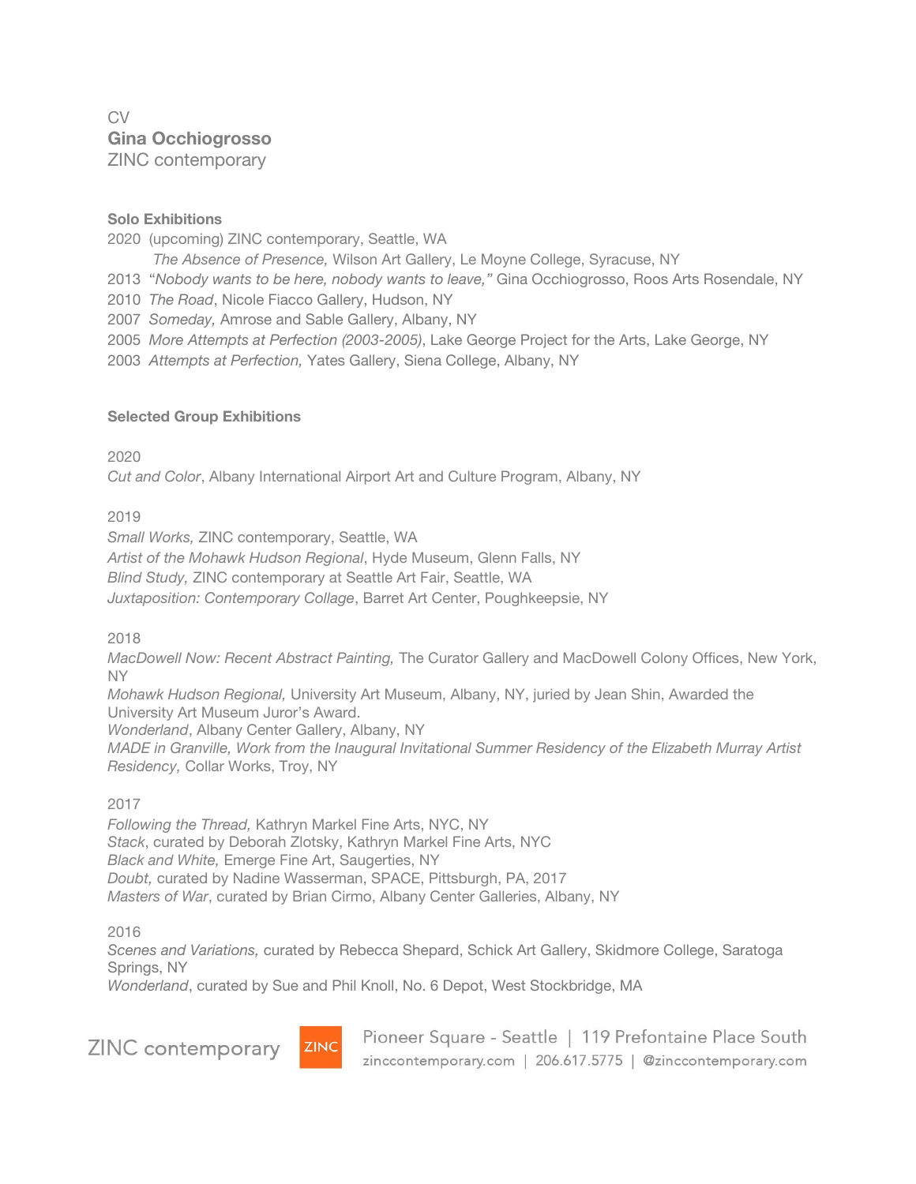CV

**Gina Occhiogrosso**

ZINC contemporary

**Solo Exhibitions**

2020 (upcoming) ZINC contemporary, Seattle, WA

*The Absence of Presence,* Wilson Art Gallery, Le Moyne College, Syracuse, NY

2013 “*Nobody wants to be here, nobody wants to leave,”* Gina Occhiogrosso, Roos Arts Rosendale, NY

2010 *The Road*, Nicole Fiacco Gallery, Hudson, NY

2007 *Someday,* Amrose and Sable Gallery, Albany, NY

2005 *More Attempts at Perfection (2003-2005)*, Lake George Project for the Arts, Lake George, NY

2003 *Attempts at Perfection,* Yates Gallery, Siena College, Albany, NY

**Selected Group Exhibitions**

2020

*Cut and Color*, Albany International Airport Art and Culture Program, Albany, NY

2019

*Small Works,* ZINC contemporary, Seattle, WA

*Artist of the Mohawk Hudson Regional*, Hyde Museum, Glenn Falls, NY

*Blind Study,* ZINC contemporary at Seattle Art Fair, Seattle, WA

*Juxtaposition: Contemporary Collage*, Barret Art Center, Poughkeepsie, NY

2018

*MacDowell Now: Recent Abstract Painting,* The Curator Gallery and MacDowell Colony Offices, New York, NY

*Mohawk Hudson Regional,* University Art Museum, Albany, NY, juried by Jean Shin, Awarded the University Art Museum Juror’s Award.

*Wonderland*, Albany Center Gallery, Albany, NY

*MADE in Granville, Work from the Inaugural Invitational Summer Residency of the Elizabeth Murray Artist Residency,* Collar Works, Troy, NY

2017

*Following the Thread,* Kathryn Markel Fine Arts, NYC, NY

*Stack*, curated by Deborah Zlotsky, Kathryn Markel Fine Arts, NYC

*Black and White,* Emerge Fine Art, Saugerties, NY

*Doubt,* curated by Nadine Wasserman, SPACE, Pittsburgh, PA, 2017

*Masters of War*, curated by Brian Cirmo, Albany Center Galleries, Albany, NY

2016

*Scenes and Variations,* curated by Rebecca Shepard, Schick Art Gallery, Skidmore College, Saratoga Springs, NY

*Wonderland*, curated by Sue and Phil Knoll, No. 6 Depot, West Stockbridge, MA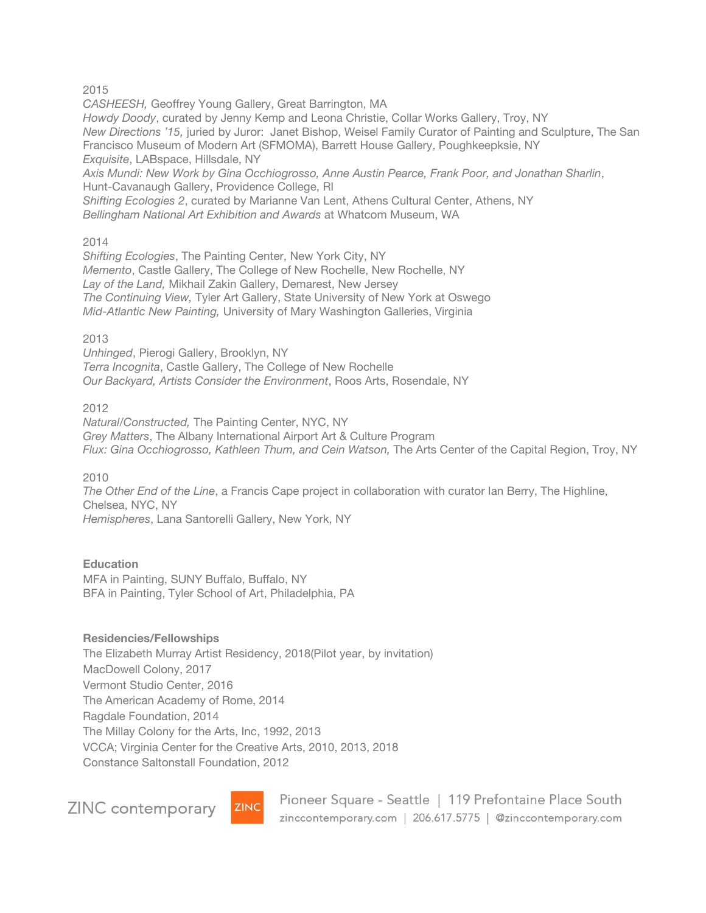2015

*CASHEESH,* Geoffrey Young Gallery, Great Barrington, MA
*Howdy Doody*, curated by Jenny Kemp and Leona Christie, Collar Works Gallery, Troy, NY
*New Directions '15,* juried by Juror: Janet Bishop, Weisel Family Curator of Painting and Sculpture, The San Francisco Museum of Modern Art (SFMOMA), Barrett House Gallery, Poughkeepksie, NY
*Exquisite*, LABspace, Hillsdale, NY
*Axis Mundi: New Work by Gina Occhiogrosso, Anne Austin Pearce, Frank Poor, and Jonathan Sharlin*, Hunt-Cavanaugh Gallery, Providence College, RI
*Shifting Ecologies 2*, curated by Marianne Van Lent, Athens Cultural Center, Athens, NY
*Bellingham National Art Exhibition and Awards* at Whatcom Museum, WA

2014

*Shifting Ecologies*, The Painting Center, New York City, NY
*Memento*, Castle Gallery, The College of New Rochelle, New Rochelle, NY
*Lay of the Land,* Mikhail Zakin Gallery, Demarest, New Jersey
*The Continuing View,* Tyler Art Gallery, State University of New York at Oswego
*Mid-Atlantic New Painting,* University of Mary Washington Galleries, Virginia

2013

*Unhinged*, Pierogi Gallery, Brooklyn, NY
*Terra Incognita*, Castle Gallery, The College of New Rochelle
*Our Backyard, Artists Consider the Environment*, Roos Arts, Rosendale, NY

2012

*Natural/Constructed,* The Painting Center, NYC, NY
*Grey Matters*, The Albany International Airport Art & Culture Program
*Flux: Gina Occhiogrosso, Kathleen Thum, and Cein Watson,* The Arts Center of the Capital Region, Troy, NY

2010

*The Other End of the Line*, a Francis Cape project in collaboration with curator Ian Berry, The Highline, Chelsea, NYC, NY
*Hemispheres*, Lana Santorelli Gallery, New York, NY

**Education**

MFA in Painting, SUNY Buffalo, Buffalo, NY
BFA in Painting, Tyler School of Art, Philadelphia, PA

**Residencies/Fellowships**

The Elizabeth Murray Artist Residency, 2018(Pilot year, by invitation)
MacDowell Colony, 2017
Vermont Studio Center, 2016
The American Academy of Rome, 2014
Ragdale Foundation, 2014
The Millay Colony for the Arts, Inc, 1992, 2013
VCCA; Virginia Center for the Creative Arts, 2010, 2013, 2018
Constance Saltonstall Foundation, 2012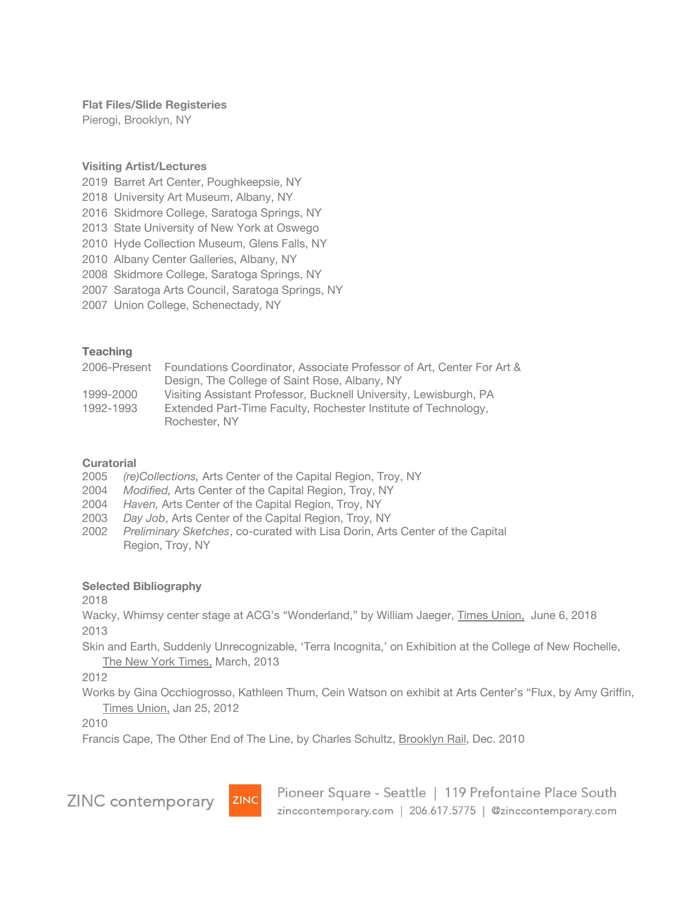**Flat Files/Slide Registeries**

Pierogi, Brooklyn, NY

**Visiting Artist/Lectures**

2019 Barret Art Center, Poughkeepsie, NY
2018 University Art Museum, Albany, NY
2016 Skidmore College, Saratoga Springs, NY
2013 State University of New York at Oswego
2010 Hyde Collection Museum, Glens Falls, NY
2010 Albany Center Galleries, Albany, NY
2008 Skidmore College, Saratoga Springs, NY
2007 Saratoga Arts Council, Saratoga Springs, NY
2007 Union College, Schenectady, NY

**Teaching**

2006-Present Foundations Coordinator, Associate Professor of Art, Center For Art & Design, The College of Saint Rose, Albany, NY
1999-2000 Visiting Assistant Professor, Bucknell University, Lewisburgh, PA
1992-1993 Extended Part-Time Faculty, Rochester Institute of Technology, Rochester, NY

**Curatorial**

2005 *(re)Collections,* Arts Center of the Capital Region, Troy, NY
2004 *Modified,* Arts Center of the Capital Region, Troy, NY
2004 *Haven,* Arts Center of the Capital Region, Troy, NY
2003 *Day Job*, Arts Center of the Capital Region, Troy, NY
2002 *Preliminary Sketches*, co-curated with Lisa Dorin, Arts Center of the Capital Region, Troy, NY

**Selected Bibliography**

2018
Wacky, Whimsy center stage at ACG's "Wonderland," by William Jaeger, Times Union, June 6, 2018
2013
Skin and Earth, Suddenly Unrecognizable, 'Terra Incognita,' on Exhibition at the College of New Rochelle, The New York Times, March, 2013
2012
Works by Gina Occhiogrosso, Kathleen Thum, Cein Watson on exhibit at Arts Center's "Flux, by Amy Griffin, Times Union, Jan 25, 2012
2010
Francis Cape, The Other End of The Line, by Charles Schultz, Brooklyn Rail, Dec. 2010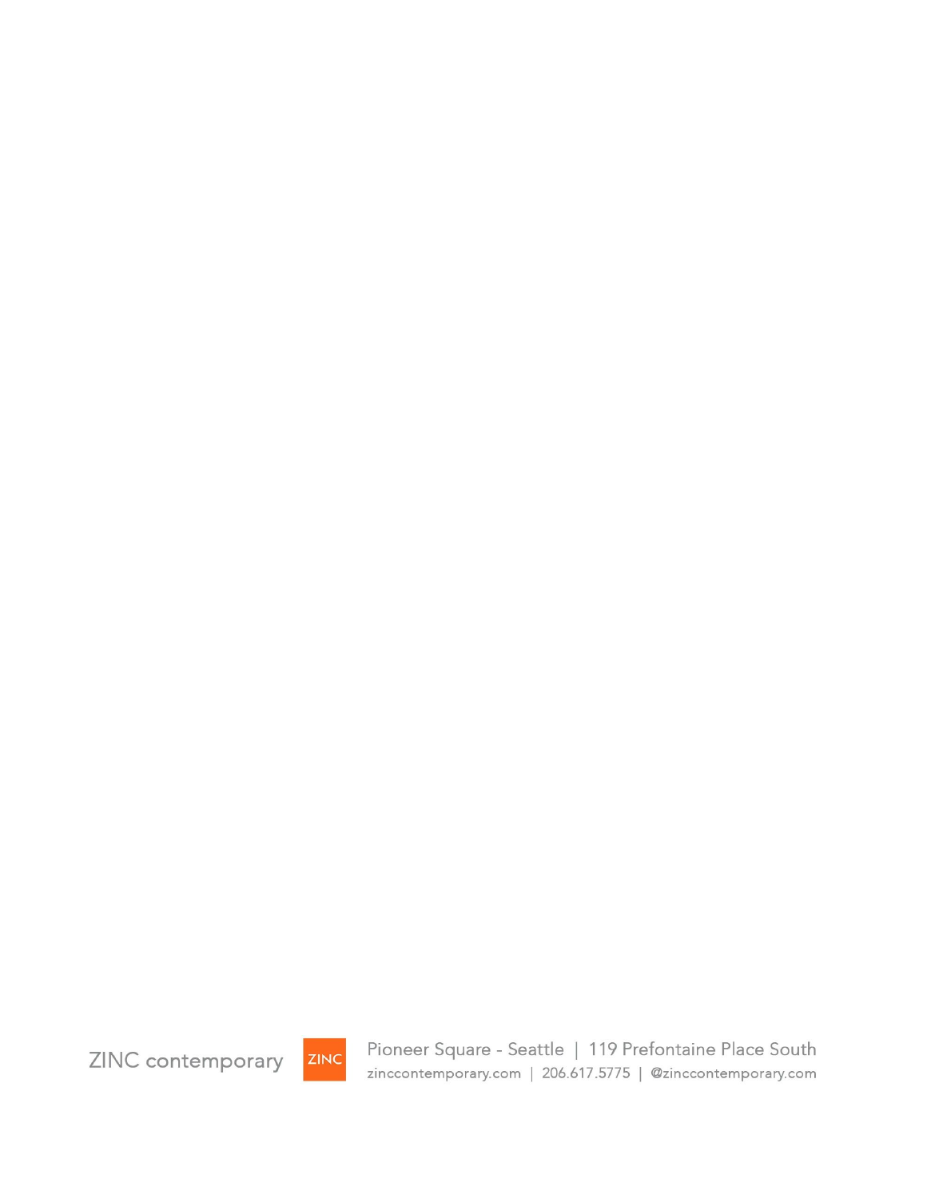ZINC contemporary

ZINC

Pioneer Square - Seattle | 119 Prefontaine Place South

zinccontemporary.com | 206.617.5775 | @zinccontemporary.com